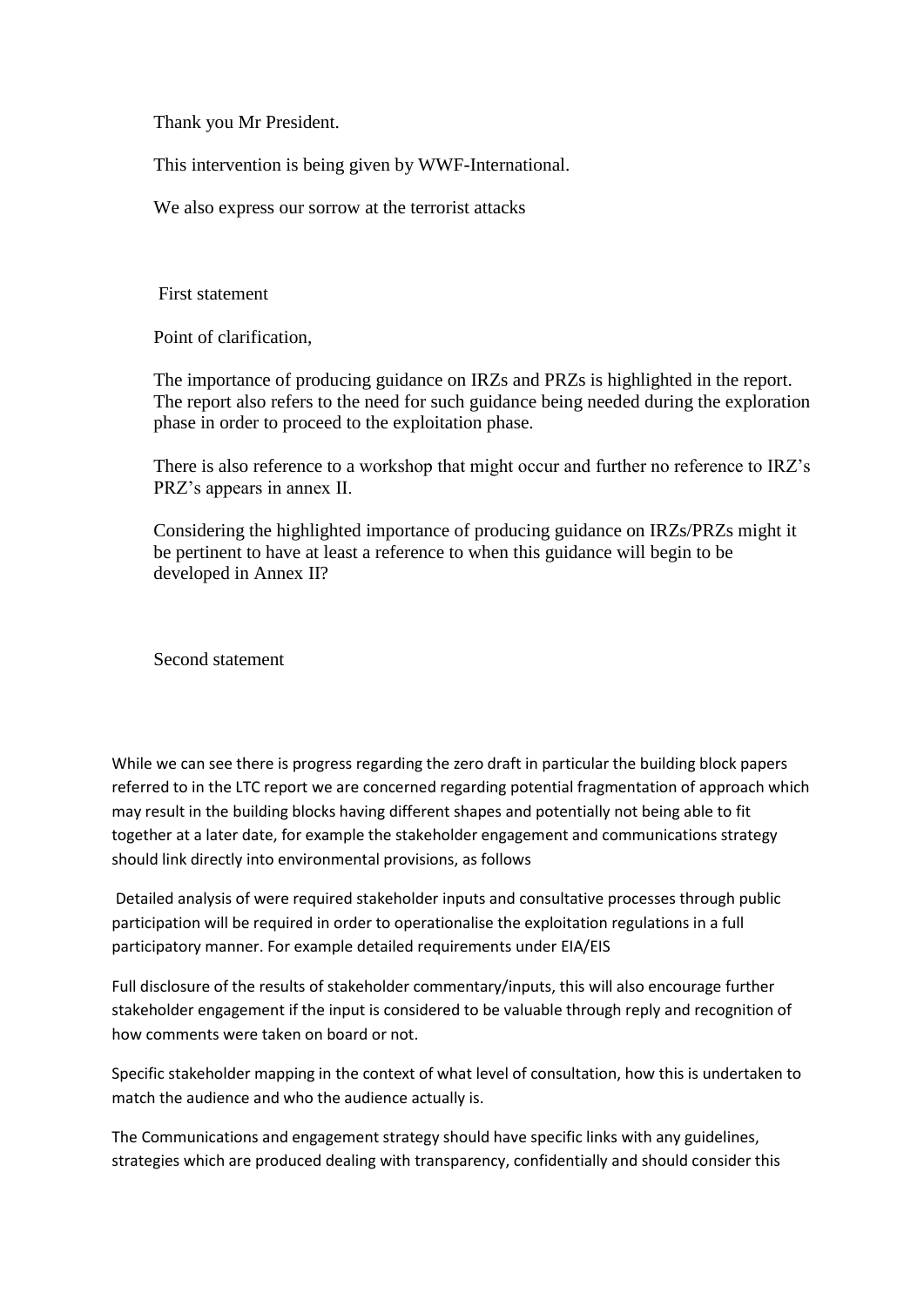Thank you Mr President.

This intervention is being given by WWF-International.

We also express our sorrow at the terrorist attacks

First statement

Point of clarification,

The importance of producing guidance on IRZs and PRZs is highlighted in the report. The report also refers to the need for such guidance being needed during the exploration phase in order to proceed to the exploitation phase.

There is also reference to a workshop that might occur and further no reference to IRZ's PRZ's appears in annex II.

Considering the highlighted importance of producing guidance on IRZs/PRZs might it be pertinent to have at least a reference to when this guidance will begin to be developed in Annex II?

Second statement

While we can see there is progress regarding the zero draft in particular the building block papers referred to in the LTC report we are concerned regarding potential fragmentation of approach which may result in the building blocks having different shapes and potentially not being able to fit together at a later date, for example the stakeholder engagement and communications strategy should link directly into environmental provisions, as follows

Detailed analysis of were required stakeholder inputs and consultative processes through public participation will be required in order to operationalise the exploitation regulations in a full participatory manner. For example detailed requirements under EIA/EIS

Full disclosure of the results of stakeholder commentary/inputs, this will also encourage further stakeholder engagement if the input is considered to be valuable through reply and recognition of how comments were taken on board or not.

Specific stakeholder mapping in the context of what level of consultation, how this is undertaken to match the audience and who the audience actually is.

The Communications and engagement strategy should have specific links with any guidelines, strategies which are produced dealing with transparency, confidentially and should consider this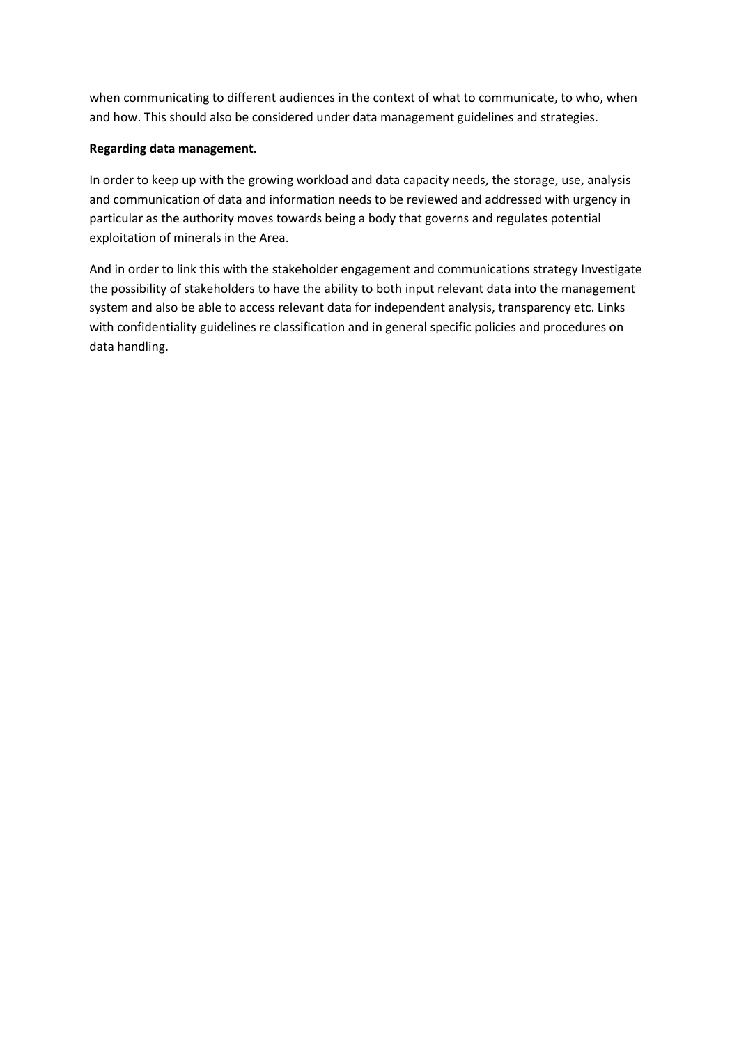when communicating to different audiences in the context of what to communicate, to who, when and how. This should also be considered under data management guidelines and strategies.

**Regarding data management.**

In order to keep up with the growing workload and data capacity needs, the storage, use, analysis and communication of data and information needs to be reviewed and addressed with urgency in particular as the authority moves towards being a body that governs and regulates potential exploitation of minerals in the Area.

And in order to link this with the stakeholder engagement and communications strategy Investigate the possibility of stakeholders to have the ability to both input relevant data into the management system and also be able to access relevant data for independent analysis, transparency etc. Links with confidentiality guidelines re classification and in general specific policies and procedures on data handling.